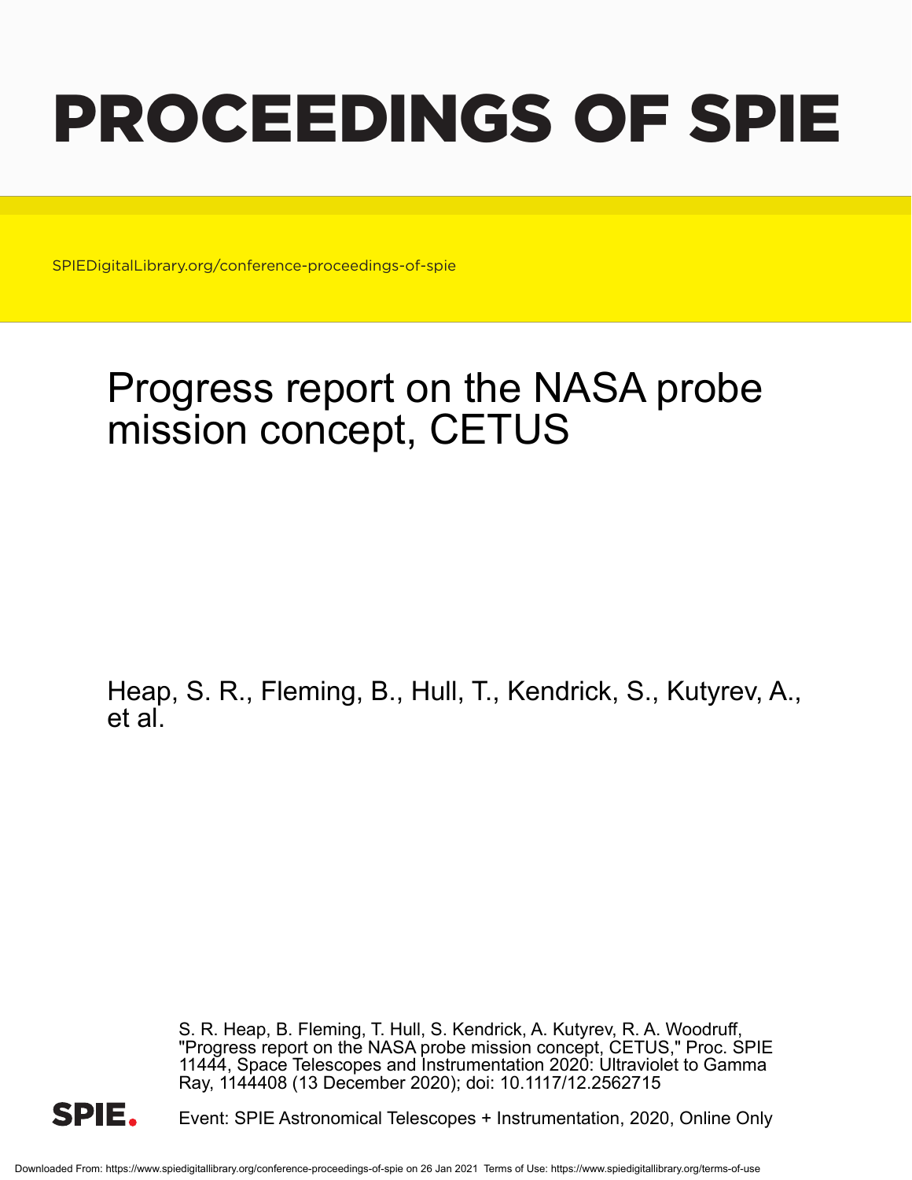# PROCEEDINGS OF SPIE

SPIEDigitalLibrary.org/conference-proceedings-of-spie

# Progress report on the NASA probe mission concept, CETUS

Heap, S. R., Fleming, B., Hull, T., Kendrick, S., Kutyrev, A., et al.

S. R. Heap, B. Fleming, T. Hull, S. Kendrick, A. Kutyrev, R. A. Woodruff, "Progress report on the NASA probe mission concept, CETUS," Proc. SPIE 11444, Space Telescopes and Instrumentation 2020: Ultraviolet to Gamma Ray, 1144408 (13 December 2020); doi: 10.1117/12.2562715

Event: SPIE Astronomical Telescopes + Instrumentation, 2020, Online Only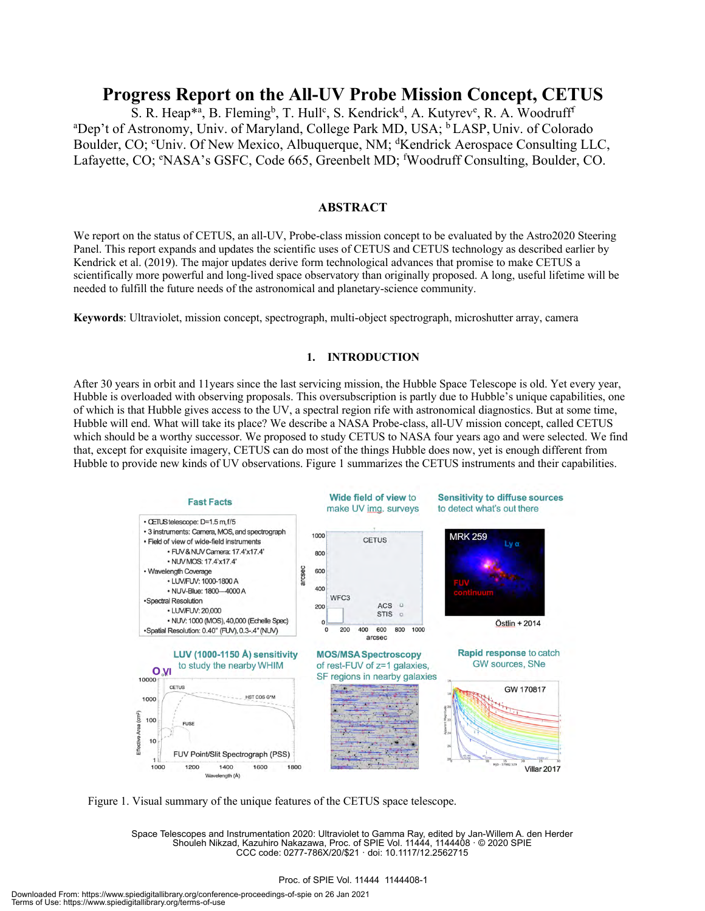# Progress Report on the All-UV Probe Mission Concept, CETUS

S. R. Heap*[a], B. Fleming[b], T. Hull[c], S. Kendrick[d], A. Kutyrev[e], R. A. Woodruff[f]

[a]Dep't of Astronomy, Univ. of Maryland, College Park MD, USA; [b] LASP, Univ. of Colorado Boulder, CO; [c]Univ. Of New Mexico, Albuquerque, NM; [d]Kendrick Aerospace Consulting LLC, Lafayette, CO; [e]NASA's GSFC, Code 665, Greenbelt MD; [f]Woodruff Consulting, Boulder, CO.

## ABSTRACT

We report on the status of CETUS, an all-UV, Probe-class mission concept to be evaluated by the Astro2020 Steering Panel. This report expands and updates the scientific uses of CETUS and CETUS technology as described earlier by Kendrick et al. (2019). The major updates derive form technological advances that promise to make CETUS a scientifically more powerful and long-lived space observatory than originally proposed. A long, useful lifetime will be needed to fulfill the future needs of the astronomical and planetary-science community.

**Keywords**: Ultraviolet, mission concept, spectrograph, multi-object spectrograph, microshutter array, camera

## 1. INTRODUCTION

After 30 years in orbit and 11years since the last servicing mission, the Hubble Space Telescope is old. Yet every year, Hubble is overloaded with observing proposals. This oversubscription is partly due to Hubble's unique capabilities, one of which is that Hubble gives access to the UV, a spectral region rife with astronomical diagnostics. But at some time, Hubble will end. What will take its place? We describe a NASA Probe-class, all-UV mission concept, called CETUS which should be a worthy successor. We proposed to study CETUS to NASA four years ago and were selected. We find that, except for exquisite imagery, CETUS can do most of the things Hubble does now, yet is enough different from Hubble to provide new kinds of UV observations. Figure 1 summarizes the CETUS instruments and their capabilities.

**Fast Facts**

- CETUS telescope: D=1.5 m, f/5
- 3 instruments: Camera, MOS, and spectrograph
- Field of view of wide-field instruments
  - FUV & NUV Camera: 17.4'x17.4'
  - NUV MOS: 17.4'x17.4'
- Wavelength Coverage
  - LUV/FUV: 1000-1800 A
  - NUV-Blue: 1800—4000 A
- Spectral Resolution
  - LUV/FUV: 20,000
  - NUV: 1000 (MOS), 40,000 (Echelle Spec)
- Spatial Resolution: 0.40" (FUV), 0.3-.4" (NUV)

Figure 1. Visual summary of the unique features of the CETUS space telescope.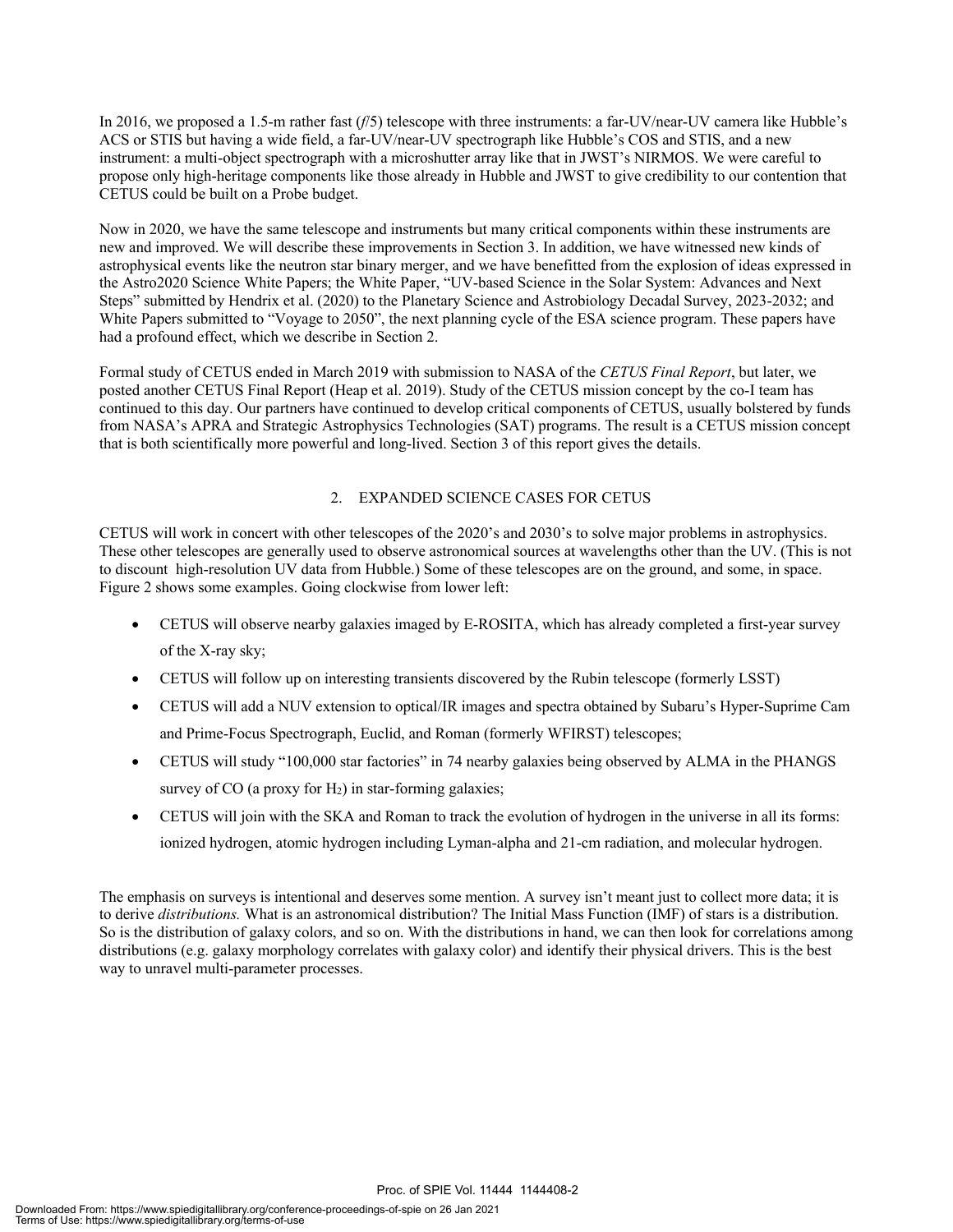In 2016, we proposed a 1.5-m rather fast (*f*/5) telescope with three instruments: a far-UV/near-UV camera like Hubble's ACS or STIS but having a wide field, a far-UV/near-UV spectrograph like Hubble's COS and STIS, and a new instrument: a multi-object spectrograph with a microshutter array like that in JWST's NIRMOS. We were careful to propose only high-heritage components like those already in Hubble and JWST to give credibility to our contention that CETUS could be built on a Probe budget.

Now in 2020, we have the same telescope and instruments but many critical components within these instruments are new and improved. We will describe these improvements in Section 3. In addition, we have witnessed new kinds of astrophysical events like the neutron star binary merger, and we have benefitted from the explosion of ideas expressed in the Astro2020 Science White Papers; the White Paper, "UV-based Science in the Solar System: Advances and Next Steps" submitted by Hendrix et al. (2020) to the Planetary Science and Astrobiology Decadal Survey, 2023-2032; and White Papers submitted to "Voyage to 2050", the next planning cycle of the ESA science program. These papers have had a profound effect, which we describe in Section 2.

Formal study of CETUS ended in March 2019 with submission to NASA of the *CETUS Final Report*, but later, we posted another CETUS Final Report (Heap et al. 2019). Study of the CETUS mission concept by the co-I team has continued to this day. Our partners have continued to develop critical components of CETUS, usually bolstered by funds from NASA's APRA and Strategic Astrophysics Technologies (SAT) programs. The result is a CETUS mission concept that is both scientifically more powerful and long-lived. Section 3 of this report gives the details.

## 2. EXPANDED SCIENCE CASES FOR CETUS

CETUS will work in concert with other telescopes of the 2020's and 2030's to solve major problems in astrophysics. These other telescopes are generally used to observe astronomical sources at wavelengths other than the UV. (This is not to discount high-resolution UV data from Hubble.) Some of these telescopes are on the ground, and some, in space. Figure 2 shows some examples. Going clockwise from lower left:

- CETUS will observe nearby galaxies imaged by E-ROSITA, which has already completed a first-year survey of the X-ray sky;
- CETUS will follow up on interesting transients discovered by the Rubin telescope (formerly LSST)
- CETUS will add a NUV extension to optical/IR images and spectra obtained by Subaru's Hyper-Suprime Cam and Prime-Focus Spectrograph, Euclid, and Roman (formerly WFIRST) telescopes;
- CETUS will study "100,000 star factories" in 74 nearby galaxies being observed by ALMA in the PHANGS survey of CO (a proxy for $H_2$) in star-forming galaxies;
- CETUS will join with the SKA and Roman to track the evolution of hydrogen in the universe in all its forms: ionized hydrogen, atomic hydrogen including Lyman-alpha and 21-cm radiation, and molecular hydrogen.

The emphasis on surveys is intentional and deserves some mention. A survey isn't meant just to collect more data; it is to derive *distributions.* What is an astronomical distribution? The Initial Mass Function (IMF) of stars is a distribution. So is the distribution of galaxy colors, and so on. With the distributions in hand, we can then look for correlations among distributions (e.g. galaxy morphology correlates with galaxy color) and identify their physical drivers. This is the best way to unravel multi-parameter processes.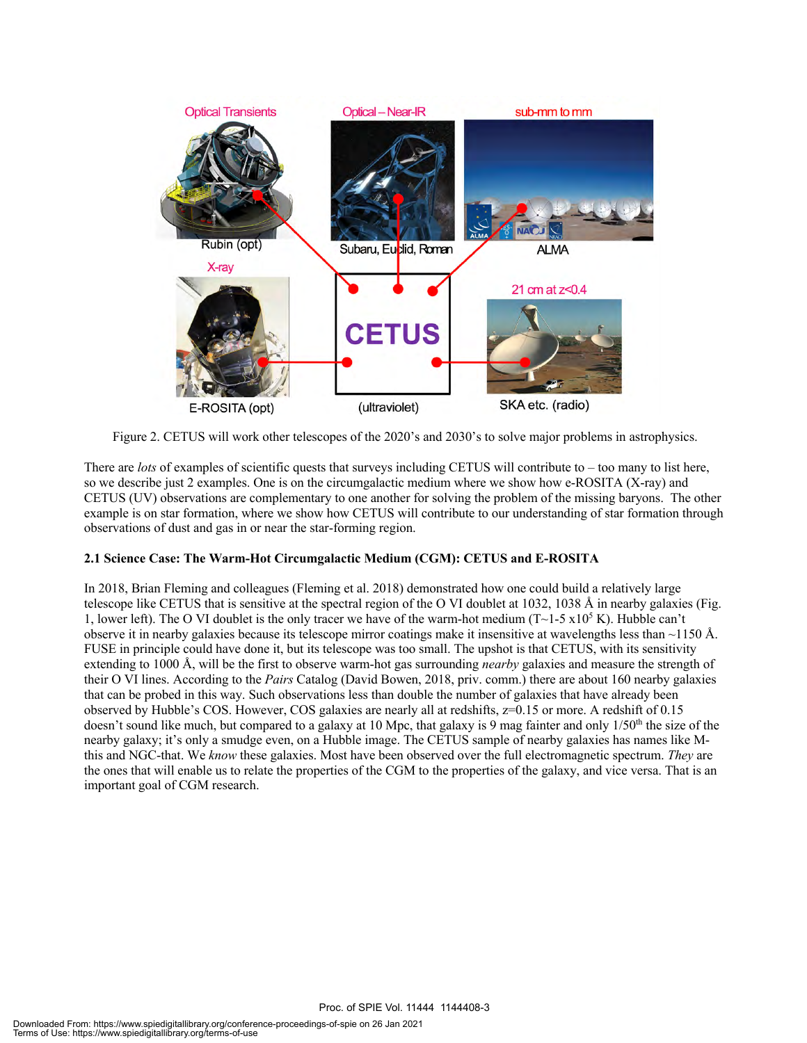Figure 2. CETUS will work other telescopes of the 2020's and 2030's to solve major problems in astrophysics.

There are *lots* of examples of scientific quests that surveys including CETUS will contribute to – too many to list here, so we describe just 2 examples. One is on the circumgalactic medium where we show how e-ROSITA (X-ray) and CETUS (UV) observations are complementary to one another for solving the problem of the missing baryons. The other example is on star formation, where we show how CETUS will contribute to our understanding of star formation through observations of dust and gas in or near the star-forming region.

### 2.1 Science Case: The Warm-Hot Circumgalactic Medium (CGM): CETUS and E-ROSITA

In 2018, Brian Fleming and colleagues (Fleming et al. 2018) demonstrated how one could build a relatively large telescope like CETUS that is sensitive at the spectral region of the O VI doublet at 1032, 1038 Å in nearby galaxies (Fig. 1, lower left). The O VI doublet is the only tracer we have of the warm-hot medium ($T \sim 1\text{-}5 \times 10^5$ K). Hubble can't observe it in nearby galaxies because its telescope mirror coatings make it insensitive at wavelengths less than ~1150 Å. FUSE in principle could have done it, but its telescope was too small. The upshot is that CETUS, with its sensitivity extending to 1000 Å, will be the first to observe warm-hot gas surrounding *nearby* galaxies and measure the strength of their O VI lines. According to the *Pairs* Catalog (David Bowen, 2018, priv. comm.) there are about 160 nearby galaxies that can be probed in this way. Such observations less than double the number of galaxies that have already been observed by Hubble's COS. However, COS galaxies are nearly all at redshifts, z=0.15 or more. A redshift of 0.15 doesn't sound like much, but compared to a galaxy at 10 Mpc, that galaxy is 9 mag fainter and only 1/50th the size of the nearby galaxy; it's only a smudge even, on a Hubble image. The CETUS sample of nearby galaxies has names like M-this and NGC-that. We *know* these galaxies. Most have been observed over the full electromagnetic spectrum. *They* are the ones that will enable us to relate the properties of the CGM to the properties of the galaxy, and vice versa. That is an important goal of CGM research.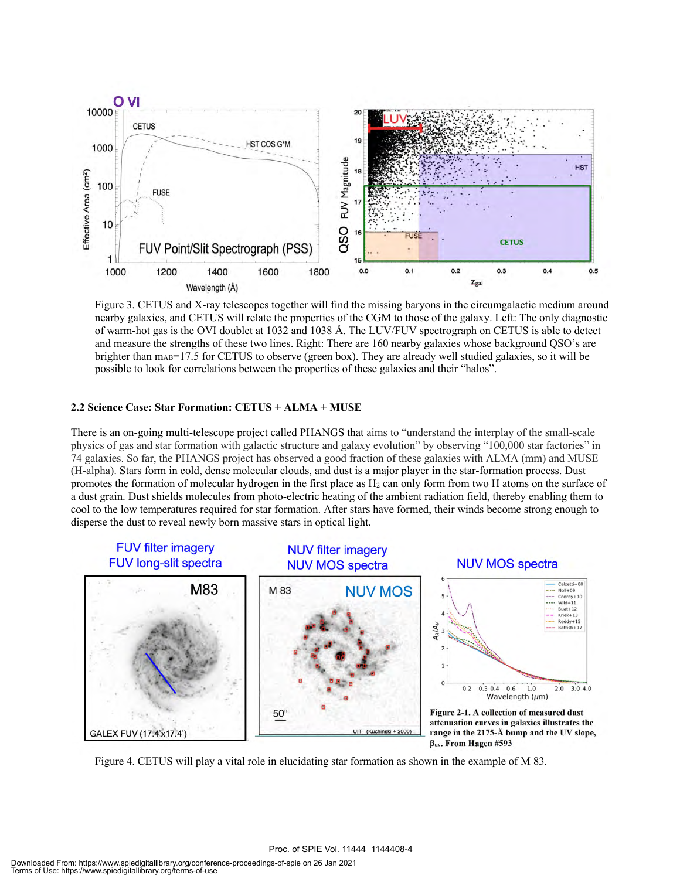Figure 3. CETUS and X-ray telescopes together will find the missing baryons in the circumgalactic medium around nearby galaxies, and CETUS will relate the properties of the CGM to those of the galaxy. Left: The only diagnostic of warm-hot gas is the OVI doublet at 1032 and 1038 Å. The LUV/FUV spectrograph on CETUS is able to detect and measure the strengths of these two lines. Right: There are 160 nearby galaxies whose background QSO's are brighter than $m_{AB}$=17.5 for CETUS to observe (green box). They are already well studied galaxies, so it will be possible to look for correlations between the properties of these galaxies and their "halos".

### 2.2 Science Case: Star Formation: CETUS + ALMA + MUSE

There is an on-going multi-telescope project called PHANGS that aims to "understand the interplay of the small-scale physics of gas and star formation with galactic structure and galaxy evolution" by observing "100,000 star factories" in 74 galaxies. So far, the PHANGS project has observed a good fraction of these galaxies with ALMA (mm) and MUSE (H-alpha). Stars form in cold, dense molecular clouds, and dust is a major player in the star-formation process. Dust promotes the formation of molecular hydrogen in the first place as $H_2$ can only form from two H atoms on the surface of a dust grain. Dust shields molecules from photo-electric heating of the ambient radiation field, thereby enabling them to cool to the low temperatures required for star formation. After stars have formed, their winds become strong enough to disperse the dust to reveal newly born massive stars in optical light.

**Figure 2-1. A collection of measured dust attenuation curves in galaxies illustrates the range in the 2175-Å bump and the UV slope, $\beta_{uv}$. From Hagen #593**

Figure 4. CETUS will play a vital role in elucidating star formation as shown in the example of M 83.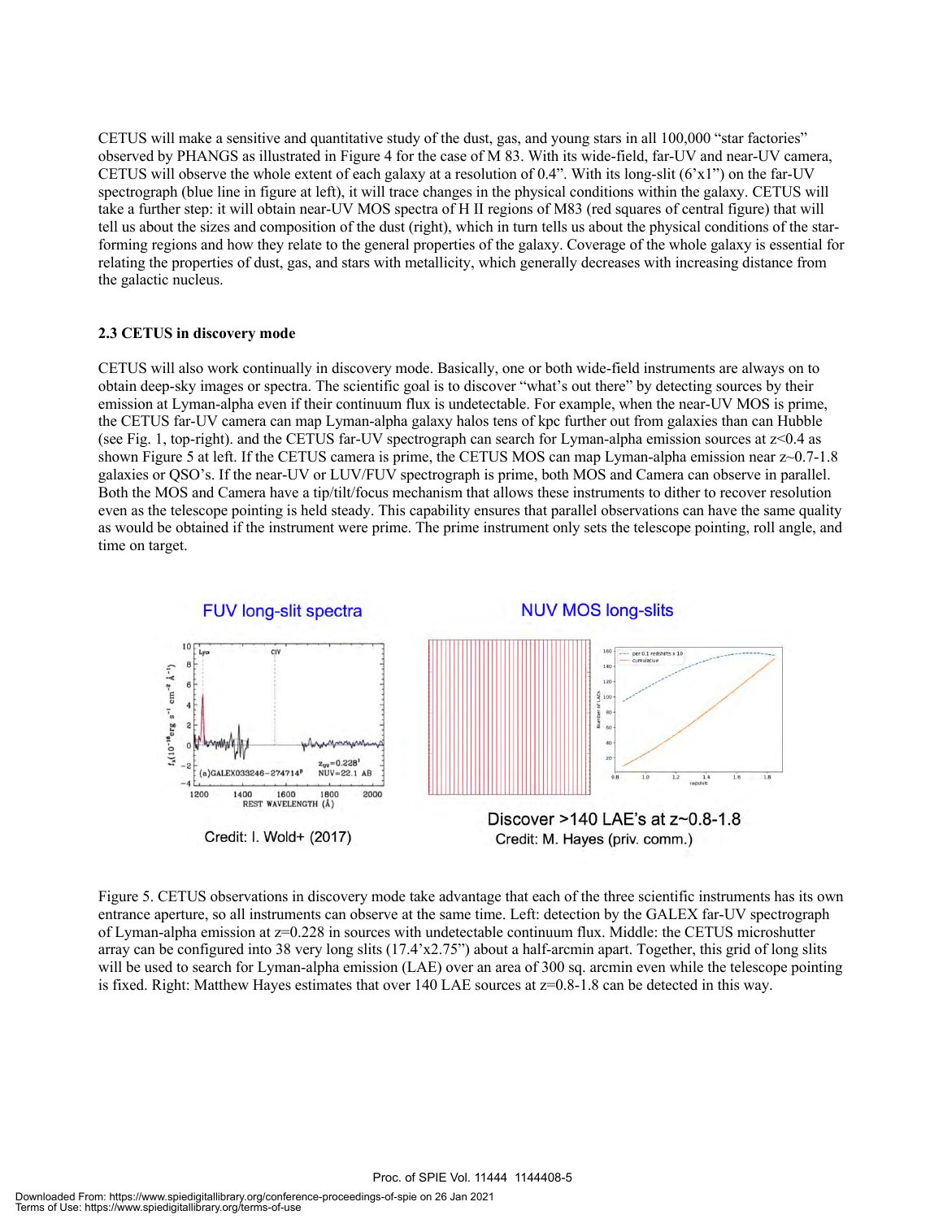CETUS will make a sensitive and quantitative study of the dust, gas, and young stars in all 100,000 "star factories" observed by PHANGS as illustrated in Figure 4 for the case of M 83. With its wide-field, far-UV and near-UV camera, CETUS will observe the whole extent of each galaxy at a resolution of 0.4". With its long-slit (6'x1") on the far-UV spectrograph (blue line in figure at left), it will trace changes in the physical conditions within the galaxy. CETUS will take a further step: it will obtain near-UV MOS spectra of H II regions of M83 (red squares of central figure) that will tell us about the sizes and composition of the dust (right), which in turn tells us about the physical conditions of the star-forming regions and how they relate to the general properties of the galaxy. Coverage of the whole galaxy is essential for relating the properties of dust, gas, and stars with metallicity, which generally decreases with increasing distance from the galactic nucleus.

### 2.3 CETUS in discovery mode

CETUS will also work continually in discovery mode. Basically, one or both wide-field instruments are always on to obtain deep-sky images or spectra. The scientific goal is to discover "what's out there" by detecting sources by their emission at Lyman-alpha even if their continuum flux is undetectable. For example, when the near-UV MOS is prime, the CETUS far-UV camera can map Lyman-alpha galaxy halos tens of kpc further out from galaxies than can Hubble (see Fig. 1, top-right). and the CETUS far-UV spectrograph can search for Lyman-alpha emission sources at z<0.4 as shown Figure 5 at left. If the CETUS camera is prime, the CETUS MOS can map Lyman-alpha emission near z~0.7-1.8 galaxies or QSO's. If the near-UV or LUV/FUV spectrograph is prime, both MOS and Camera can observe in parallel. Both the MOS and Camera have a tip/tilt/focus mechanism that allows these instruments to dither to recover resolution even as the telescope pointing is held steady. This capability ensures that parallel observations can have the same quality as would be obtained if the instrument were prime. The prime instrument only sets the telescope pointing, roll angle, and time on target.

FUV long-slit spectra

Credit: I. Wold+ (2017)

NUV MOS long-slits

Discover >140 LAE's at z~0.8-1.8

Credit: M. Hayes (priv. comm.)

Figure 5. CETUS observations in discovery mode take advantage that each of the three scientific instruments has its own entrance aperture, so all instruments can observe at the same time. Left: detection by the GALEX far-UV spectrograph of Lyman-alpha emission at z=0.228 in sources with undetectable continuum flux. Middle: the CETUS microshutter array can be configured into 38 very long slits (17.4'x2.75") about a half-arcmin apart. Together, this grid of long slits will be used to search for Lyman-alpha emission (LAE) over an area of 300 sq. arcmin even while the telescope pointing is fixed. Right: Matthew Hayes estimates that over 140 LAE sources at z=0.8-1.8 can be detected in this way.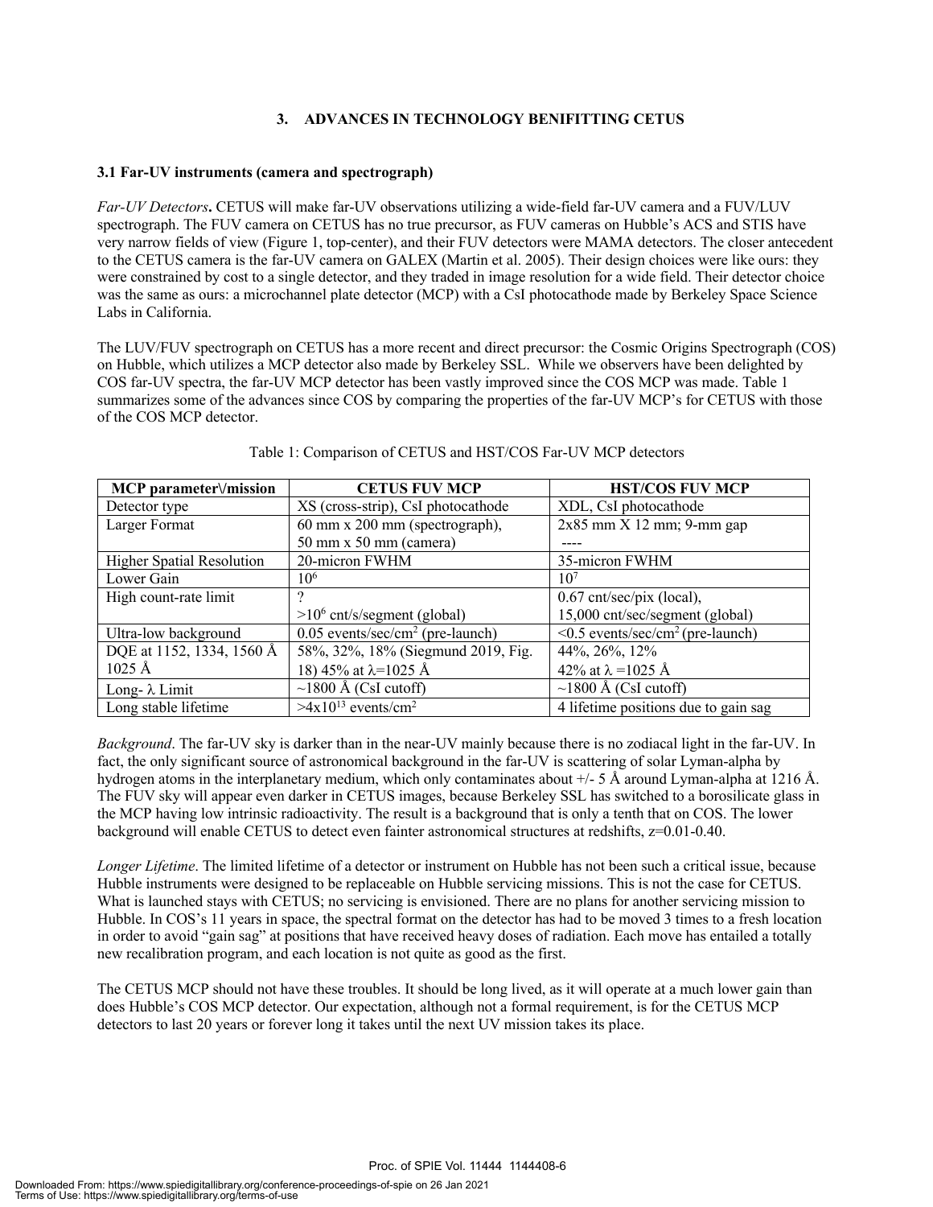## 3. ADVANCES IN TECHNOLOGY BENIFITTING CETUS

### 3.1 Far-UV instruments (camera and spectrograph)

*Far-UV Detectors***.** CETUS will make far-UV observations utilizing a wide-field far-UV camera and a FUV/LUV spectrograph. The FUV camera on CETUS has no true precursor, as FUV cameras on Hubble's ACS and STIS have very narrow fields of view (Figure 1, top-center), and their FUV detectors were MAMA detectors. The closer antecedent to the CETUS camera is the far-UV camera on GALEX (Martin et al. 2005). Their design choices were like ours: they were constrained by cost to a single detector, and they traded in image resolution for a wide field. Their detector choice was the same as ours: a microchannel plate detector (MCP) with a CsI photocathode made by Berkeley Space Science Labs in California.

The LUV/FUV spectrograph on CETUS has a more recent and direct precursor: the Cosmic Origins Spectrograph (COS) on Hubble, which utilizes a MCP detector also made by Berkeley SSL. While we observers have been delighted by COS far-UV spectra, the far-UV MCP detector has been vastly improved since the COS MCP was made. Table 1 summarizes some of the advances since COS by comparing the properties of the far-UV MCP's for CETUS with those of the COS MCP detector.

Table 1: Comparison of CETUS and HST/COS Far-UV MCP detectors

| MCP parameter\/mission | CETUS FUV MCP | HST/COS FUV MCP |
|---|---|---|
| Detector type | XS (cross-strip), CsI photocathode | XDL, CsI photocathode |
| Larger Format | 60 mm x 200 mm (spectrograph), 50 mm x 50 mm (camera) | 2x85 mm X 12 mm; 9-mm gap ---- |
| Higher Spatial Resolution | 20-micron FWHM | 35-micron FWHM |
| Lower Gain | $10^6$ | $10^7$ |
| High count-rate limit | ? $>10^6$ cnt/s/segment (global) | 0.67 cnt/sec/pix (local), 15,000 cnt/sec/segment (global) |
| Ultra-low background | 0.05 events/sec/cm$^2$ (pre-launch) | <0.5 events/sec/cm$^2$ (pre-launch) |
| DQE at 1152, 1334, 1560 Å 1025 Å | 58%, 32%, 18% (Siegmund 2019, Fig. 18) 45% at $\lambda$=1025 Å | 44%, 26%, 12% 42% at $\lambda$ =1025 Å |
| Long- $\lambda$ Limit | ~1800 Å (CsI cutoff) | ~1800 Å (CsI cutoff) |
| Long stable lifetime | $>4\times10^{13}$ events/cm$^2$ | 4 lifetime positions due to gain sag |

*Background*. The far-UV sky is darker than in the near-UV mainly because there is no zodiacal light in the far-UV. In fact, the only significant source of astronomical background in the far-UV is scattering of solar Lyman-alpha by hydrogen atoms in the interplanetary medium, which only contaminates about +/- 5 Å around Lyman-alpha at 1216 Å. The FUV sky will appear even darker in CETUS images, because Berkeley SSL has switched to a borosilicate glass in the MCP having low intrinsic radioactivity. The result is a background that is only a tenth that on COS. The lower background will enable CETUS to detect even fainter astronomical structures at redshifts, z=0.01-0.40.

*Longer Lifetime*. The limited lifetime of a detector or instrument on Hubble has not been such a critical issue, because Hubble instruments were designed to be replaceable on Hubble servicing missions. This is not the case for CETUS. What is launched stays with CETUS; no servicing is envisioned. There are no plans for another servicing mission to Hubble. In COS's 11 years in space, the spectral format on the detector has had to be moved 3 times to a fresh location in order to avoid "gain sag" at positions that have received heavy doses of radiation. Each move has entailed a totally new recalibration program, and each location is not quite as good as the first.

The CETUS MCP should not have these troubles. It should be long lived, as it will operate at a much lower gain than does Hubble's COS MCP detector. Our expectation, although not a formal requirement, is for the CETUS MCP detectors to last 20 years or forever long it takes until the next UV mission takes its place.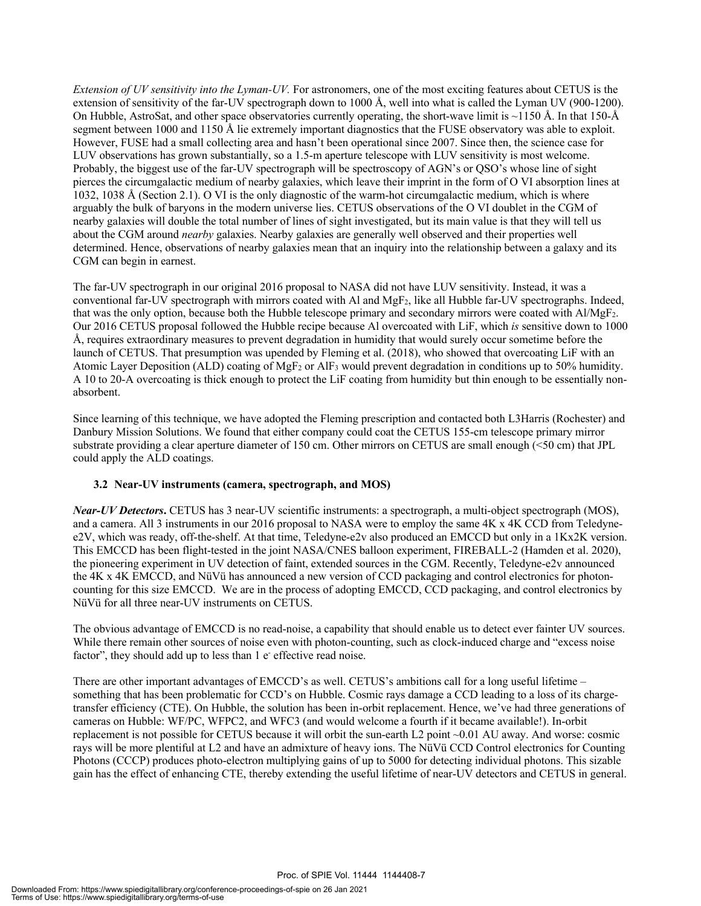*Extension of UV sensitivity into the Lyman-UV.* For astronomers, one of the most exciting features about CETUS is the extension of sensitivity of the far-UV spectrograph down to 1000 Å, well into what is called the Lyman UV (900-1200). On Hubble, AstroSat, and other space observatories currently operating, the short-wave limit is ~1150 Å. In that 150-Å segment between 1000 and 1150 Å lie extremely important diagnostics that the FUSE observatory was able to exploit. However, FUSE had a small collecting area and hasn't been operational since 2007. Since then, the science case for LUV observations has grown substantially, so a 1.5-m aperture telescope with LUV sensitivity is most welcome. Probably, the biggest use of the far-UV spectrograph will be spectroscopy of AGN's or QSO's whose line of sight pierces the circumgalactic medium of nearby galaxies, which leave their imprint in the form of O VI absorption lines at 1032, 1038 Å (Section 2.1). O VI is the only diagnostic of the warm-hot circumgalactic medium, which is where arguably the bulk of baryons in the modern universe lies. CETUS observations of the O VI doublet in the CGM of nearby galaxies will double the total number of lines of sight investigated, but its main value is that they will tell us about the CGM around *nearby* galaxies. Nearby galaxies are generally well observed and their properties well determined. Hence, observations of nearby galaxies mean that an inquiry into the relationship between a galaxy and its CGM can begin in earnest.

The far-UV spectrograph in our original 2016 proposal to NASA did not have LUV sensitivity. Instead, it was a conventional far-UV spectrograph with mirrors coated with Al and $MgF_2$, like all Hubble far-UV spectrographs. Indeed, that was the only option, because both the Hubble telescope primary and secondary mirrors were coated with Al/$MgF_2$. Our 2016 CETUS proposal followed the Hubble recipe because Al overcoated with LiF, which *is* sensitive down to 1000 Å, requires extraordinary measures to prevent degradation in humidity that would surely occur sometime before the launch of CETUS. That presumption was upended by Fleming et al. (2018), who showed that overcoating LiF with an Atomic Layer Deposition (ALD) coating of $MgF_2$ or $AlF_3$ would prevent degradation in conditions up to 50% humidity. A 10 to 20-A overcoating is thick enough to protect the LiF coating from humidity but thin enough to be essentially non-absorbent.

Since learning of this technique, we have adopted the Fleming prescription and contacted both L3Harris (Rochester) and Danbury Mission Solutions. We found that either company could coat the CETUS 155-cm telescope primary mirror substrate providing a clear aperture diameter of 150 cm. Other mirrors on CETUS are small enough (<50 cm) that JPL could apply the ALD coatings.

### 3.2 Near-UV instruments (camera, spectrograph, and MOS)

***Near-UV Detectors***. CETUS has 3 near-UV scientific instruments: a spectrograph, a multi-object spectrograph (MOS), and a camera. All 3 instruments in our 2016 proposal to NASA were to employ the same 4K x 4K CCD from Teledyne-e2V, which was ready, off-the-shelf. At that time, Teledyne-e2v also produced an EMCCD but only in a 1Kx2K version. This EMCCD has been flight-tested in the joint NASA/CNES balloon experiment, FIREBALL-2 (Hamden et al. 2020), the pioneering experiment in UV detection of faint, extended sources in the CGM. Recently, Teledyne-e2v announced the 4K x 4K EMCCD, and NüVü has announced a new version of CCD packaging and control electronics for photon-counting for this size EMCCD. We are in the process of adopting EMCCD, CCD packaging, and control electronics by NüVü for all three near-UV instruments on CETUS.

The obvious advantage of EMCCD is no read-noise, a capability that should enable us to detect ever fainter UV sources. While there remain other sources of noise even with photon-counting, such as clock-induced charge and "excess noise factor", they should add up to less than 1 $e^-$ effective read noise.

There are other important advantages of EMCCD's as well. CETUS's ambitions call for a long useful lifetime – something that has been problematic for CCD's on Hubble. Cosmic rays damage a CCD leading to a loss of its charge-transfer efficiency (CTE). On Hubble, the solution has been in-orbit replacement. Hence, we've had three generations of cameras on Hubble: WF/PC, WFPC2, and WFC3 (and would welcome a fourth if it became available!). In-orbit replacement is not possible for CETUS because it will orbit the sun-earth L2 point ~0.01 AU away. And worse: cosmic rays will be more plentiful at L2 and have an admixture of heavy ions. The NüVü CCD Control electronics for Counting Photons (CCCP) produces photo-electron multiplying gains of up to 5000 for detecting individual photons. This sizable gain has the effect of enhancing CTE, thereby extending the useful lifetime of near-UV detectors and CETUS in general.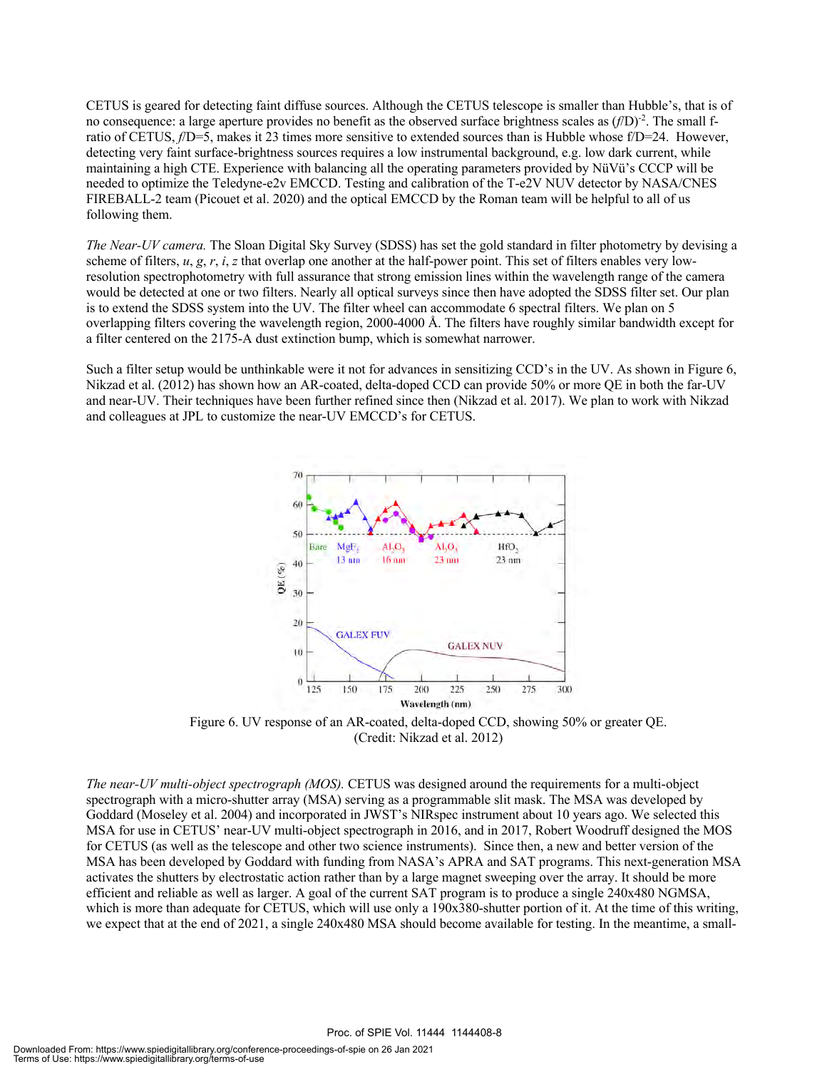CETUS is geared for detecting faint diffuse sources. Although the CETUS telescope is smaller than Hubble's, that is of no consequence: a large aperture provides no benefit as the observed surface brightness scales as $(f/D)^{-2}$. The small f-ratio of CETUS, $f$/D=5, makes it 23 times more sensitive to extended sources than is Hubble whose f/D=24. However, detecting very faint surface-brightness sources requires a low instrumental background, e.g. low dark current, while maintaining a high CTE. Experience with balancing all the operating parameters provided by NüVü's CCCP will be needed to optimize the Teledyne-e2v EMCCD. Testing and calibration of the T-e2V NUV detector by NASA/CNES FIREBALL-2 team (Picouet et al. 2020) and the optical EMCCD by the Roman team will be helpful to all of us following them.

*The Near-UV camera.* The Sloan Digital Sky Survey (SDSS) has set the gold standard in filter photometry by devising a scheme of filters, *u*, *g*, *r*, *i*, *z* that overlap one another at the half-power point. This set of filters enables very low-resolution spectrophotometry with full assurance that strong emission lines within the wavelength range of the camera would be detected at one or two filters. Nearly all optical surveys since then have adopted the SDSS filter set. Our plan is to extend the SDSS system into the UV. The filter wheel can accommodate 6 spectral filters. We plan on 5 overlapping filters covering the wavelength region, 2000-4000 Å. The filters have roughly similar bandwidth except for a filter centered on the 2175-A dust extinction bump, which is somewhat narrower.

Such a filter setup would be unthinkable were it not for advances in sensitizing CCD's in the UV. As shown in Figure 6, Nikzad et al. (2012) has shown how an AR-coated, delta-doped CCD can provide 50% or more QE in both the far-UV and near-UV. Their techniques have been further refined since then (Nikzad et al. 2017). We plan to work with Nikzad and colleagues at JPL to customize the near-UV EMCCD's for CETUS.

Figure 6. UV response of an AR-coated, delta-doped CCD, showing 50% or greater QE. (Credit: Nikzad et al. 2012)

*The near-UV multi-object spectrograph (MOS).* CETUS was designed around the requirements for a multi-object spectrograph with a micro-shutter array (MSA) serving as a programmable slit mask. The MSA was developed by Goddard (Moseley et al. 2004) and incorporated in JWST's NIRspec instrument about 10 years ago. We selected this MSA for use in CETUS' near-UV multi-object spectrograph in 2016, and in 2017, Robert Woodruff designed the MOS for CETUS (as well as the telescope and other two science instruments). Since then, a new and better version of the MSA has been developed by Goddard with funding from NASA's APRA and SAT programs. This next-generation MSA activates the shutters by electrostatic action rather than by a large magnet sweeping over the array. It should be more efficient and reliable as well as larger. A goal of the current SAT program is to produce a single 240x480 NGMSA, which is more than adequate for CETUS, which will use only a 190x380-shutter portion of it. At the time of this writing, we expect that at the end of 2021, a single 240x480 MSA should become available for testing. In the meantime, a small-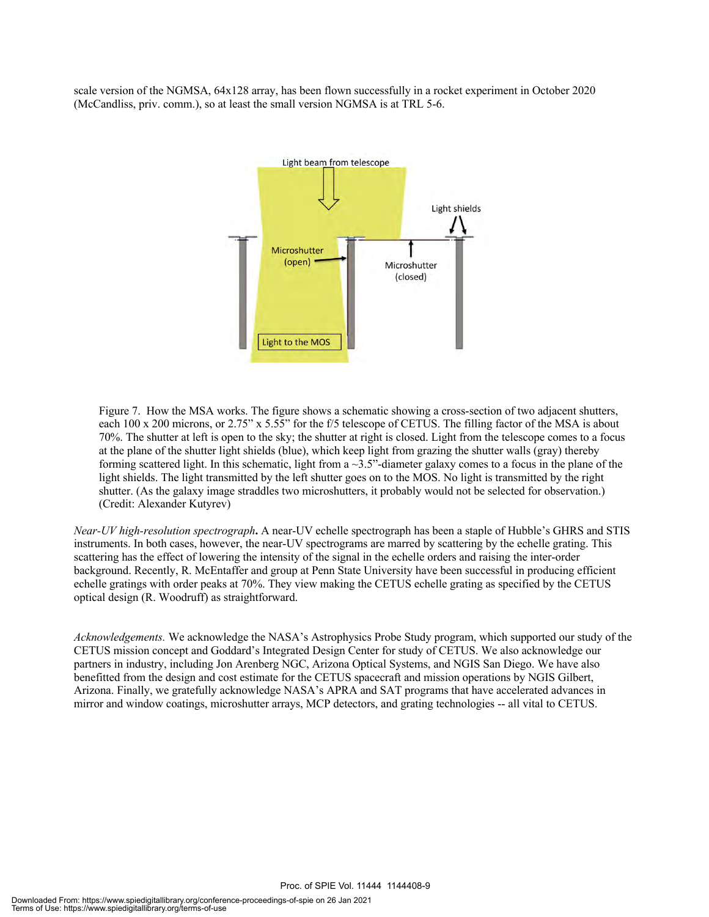scale version of the NGMSA, 64x128 array, has been flown successfully in a rocket experiment in October 2020 (McCandliss, priv. comm.), so at least the small version NGMSA is at TRL 5-6.

Figure 7. How the MSA works. The figure shows a schematic showing a cross-section of two adjacent shutters, each 100 x 200 microns, or 2.75" x 5.55" for the f/5 telescope of CETUS. The filling factor of the MSA is about 70%. The shutter at left is open to the sky; the shutter at right is closed. Light from the telescope comes to a focus at the plane of the shutter light shields (blue), which keep light from grazing the shutter walls (gray) thereby forming scattered light. In this schematic, light from a ~3.5"-diameter galaxy comes to a focus in the plane of the light shields. The light transmitted by the left shutter goes on to the MOS. No light is transmitted by the right shutter. (As the galaxy image straddles two microshutters, it probably would not be selected for observation.) (Credit: Alexander Kutyrev)

*Near-UV high-resolution spectrograph***.** A near-UV echelle spectrograph has been a staple of Hubble's GHRS and STIS instruments. In both cases, however, the near-UV spectrograms are marred by scattering by the echelle grating. This scattering has the effect of lowering the intensity of the signal in the echelle orders and raising the inter-order background. Recently, R. McEntaffer and group at Penn State University have been successful in producing efficient echelle gratings with order peaks at 70%. They view making the CETUS echelle grating as specified by the CETUS optical design (R. Woodruff) as straightforward.

*Acknowledgements.* We acknowledge the NASA's Astrophysics Probe Study program, which supported our study of the CETUS mission concept and Goddard's Integrated Design Center for study of CETUS. We also acknowledge our partners in industry, including Jon Arenberg NGC, Arizona Optical Systems, and NGIS San Diego. We have also benefitted from the design and cost estimate for the CETUS spacecraft and mission operations by NGIS Gilbert, Arizona. Finally, we gratefully acknowledge NASA's APRA and SAT programs that have accelerated advances in mirror and window coatings, microshutter arrays, MCP detectors, and grating technologies -- all vital to CETUS.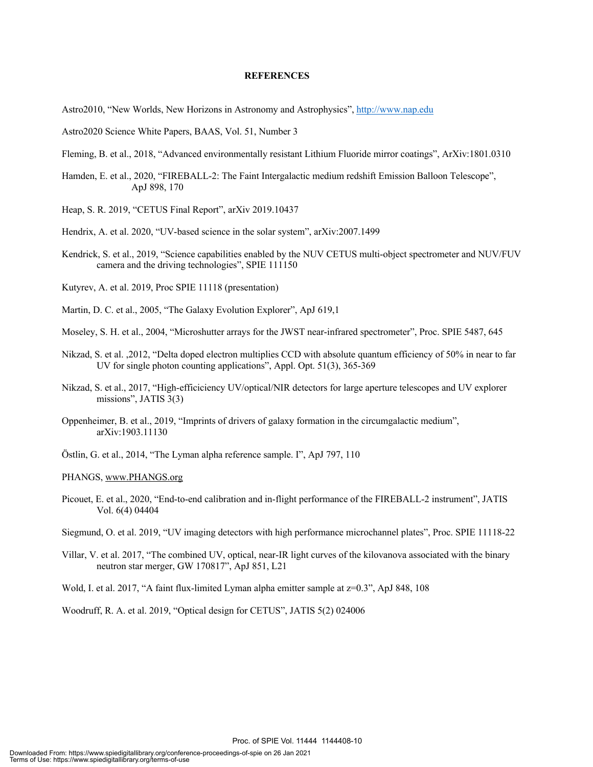## REFERENCES

Astro2010, "New Worlds, New Horizons in Astronomy and Astrophysics", http://www.nap.edu

Astro2020 Science White Papers, BAAS, Vol. 51, Number 3

Fleming, B. et al., 2018, "Advanced environmentally resistant Lithium Fluoride mirror coatings", ArXiv:1801.0310

Hamden, E. et al., 2020, "FIREBALL-2: The Faint Intergalactic medium redshift Emission Balloon Telescope", ApJ 898, 170

Heap, S. R. 2019, "CETUS Final Report", arXiv 2019.10437

Hendrix, A. et al. 2020, "UV-based science in the solar system", arXiv:2007.1499

Kendrick, S. et al., 2019, "Science capabilities enabled by the NUV CETUS multi-object spectrometer and NUV/FUV camera and the driving technologies", SPIE 111150

Kutyrev, A. et al. 2019, Proc SPIE 11118 (presentation)

Martin, D. C. et al., 2005, "The Galaxy Evolution Explorer", ApJ 619,1

Moseley, S. H. et al., 2004, "Microshutter arrays for the JWST near-infrared spectrometer", Proc. SPIE 5487, 645

Nikzad, S. et al. ,2012, "Delta doped electron multiplies CCD with absolute quantum efficiency of 50% in near to far UV for single photon counting applications", Appl. Opt. 51(3), 365-369

Nikzad, S. et al., 2017, "High-efficiciency UV/optical/NIR detectors for large aperture telescopes and UV explorer missions", JATIS 3(3)

Oppenheimer, B. et al., 2019, "Imprints of drivers of galaxy formation in the circumgalactic medium", arXiv:1903.11130

Östlin, G. et al., 2014, "The Lyman alpha reference sample. I", ApJ 797, 110

PHANGS, www.PHANGS.org

Picouet, E. et al., 2020, "End-to-end calibration and in-flight performance of the FIREBALL-2 instrument", JATIS Vol. 6(4) 04404

Siegmund, O. et al. 2019, "UV imaging detectors with high performance microchannel plates", Proc. SPIE 11118-22

Villar, V. et al. 2017, "The combined UV, optical, near-IR light curves of the kilovanova associated with the binary neutron star merger, GW 170817", ApJ 851, L21

Wold, I. et al. 2017, "A faint flux-limited Lyman alpha emitter sample at z=0.3", ApJ 848, 108

Woodruff, R. A. et al. 2019, "Optical design for CETUS", JATIS 5(2) 024006